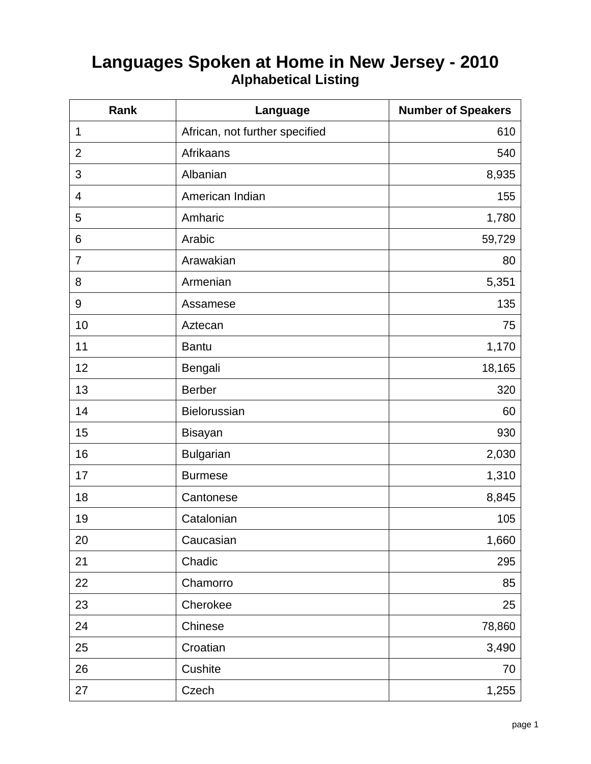# Languages Spoken at Home in New Jersey - 2010

## Alphabetical Listing

| Rank | Language | Number of Speakers |
|---|---|---|
| 1 | African, not further specified | 610 |
| 2 | Afrikaans | 540 |
| 3 | Albanian | 8,935 |
| 4 | American Indian | 155 |
| 5 | Amharic | 1,780 |
| 6 | Arabic | 59,729 |
| 7 | Arawakian | 80 |
| 8 | Armenian | 5,351 |
| 9 | Assamese | 135 |
| 10 | Aztecan | 75 |
| 11 | Bantu | 1,170 |
| 12 | Bengali | 18,165 |
| 13 | Berber | 320 |
| 14 | Bielorussian | 60 |
| 15 | Bisayan | 930 |
| 16 | Bulgarian | 2,030 |
| 17 | Burmese | 1,310 |
| 18 | Cantonese | 8,845 |
| 19 | Catalonian | 105 |
| 20 | Caucasian | 1,660 |
| 21 | Chadic | 295 |
| 22 | Chamorro | 85 |
| 23 | Cherokee | 25 |
| 24 | Chinese | 78,860 |
| 25 | Croatian | 3,490 |
| 26 | Cushite | 70 |
| 27 | Czech | 1,255 |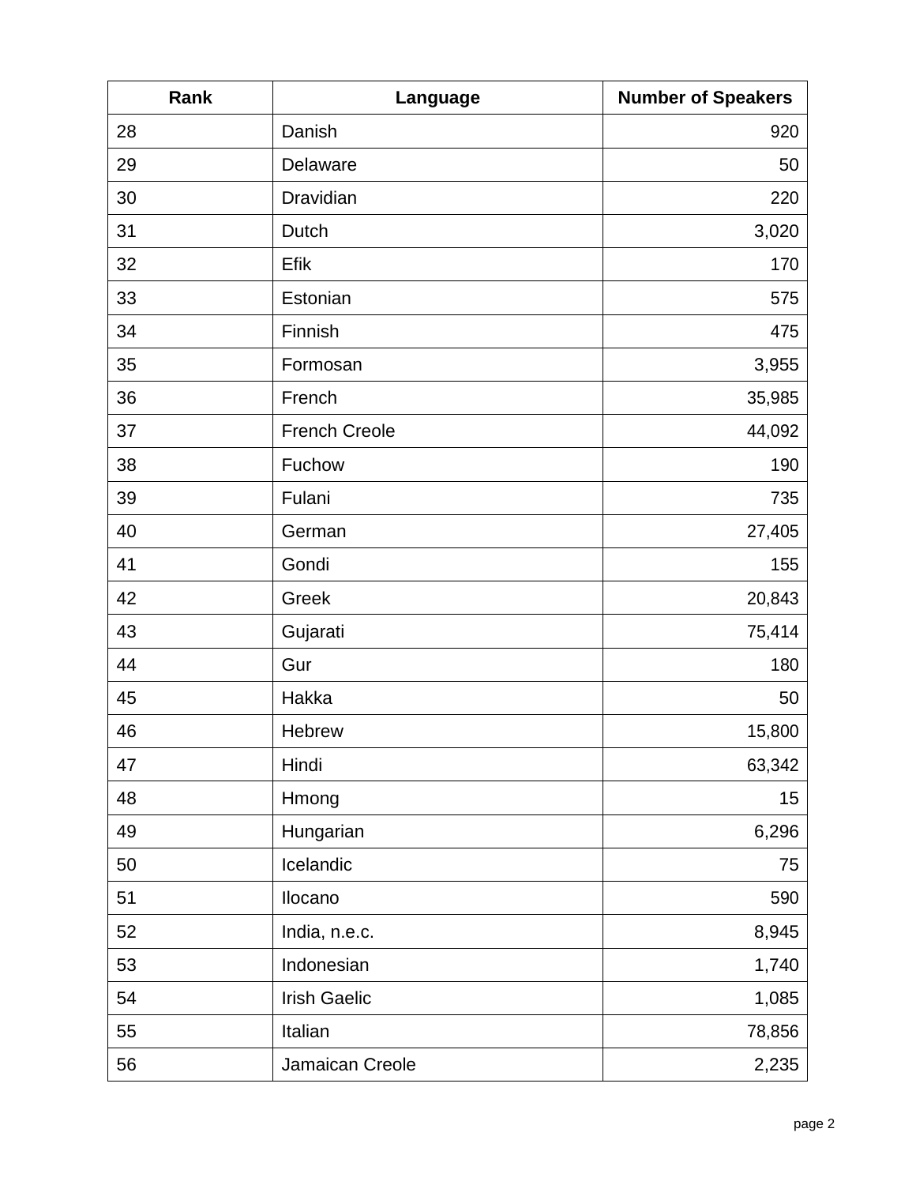| Rank | Language | Number of Speakers |
|---|---|---|
| 28 | Danish | 920 |
| 29 | Delaware | 50 |
| 30 | Dravidian | 220 |
| 31 | Dutch | 3,020 |
| 32 | Efik | 170 |
| 33 | Estonian | 575 |
| 34 | Finnish | 475 |
| 35 | Formosan | 3,955 |
| 36 | French | 35,985 |
| 37 | French Creole | 44,092 |
| 38 | Fuchow | 190 |
| 39 | Fulani | 735 |
| 40 | German | 27,405 |
| 41 | Gondi | 155 |
| 42 | Greek | 20,843 |
| 43 | Gujarati | 75,414 |
| 44 | Gur | 180 |
| 45 | Hakka | 50 |
| 46 | Hebrew | 15,800 |
| 47 | Hindi | 63,342 |
| 48 | Hmong | 15 |
| 49 | Hungarian | 6,296 |
| 50 | Icelandic | 75 |
| 51 | Ilocano | 590 |
| 52 | India, n.e.c. | 8,945 |
| 53 | Indonesian | 1,740 |
| 54 | Irish Gaelic | 1,085 |
| 55 | Italian | 78,856 |
| 56 | Jamaican Creole | 2,235 |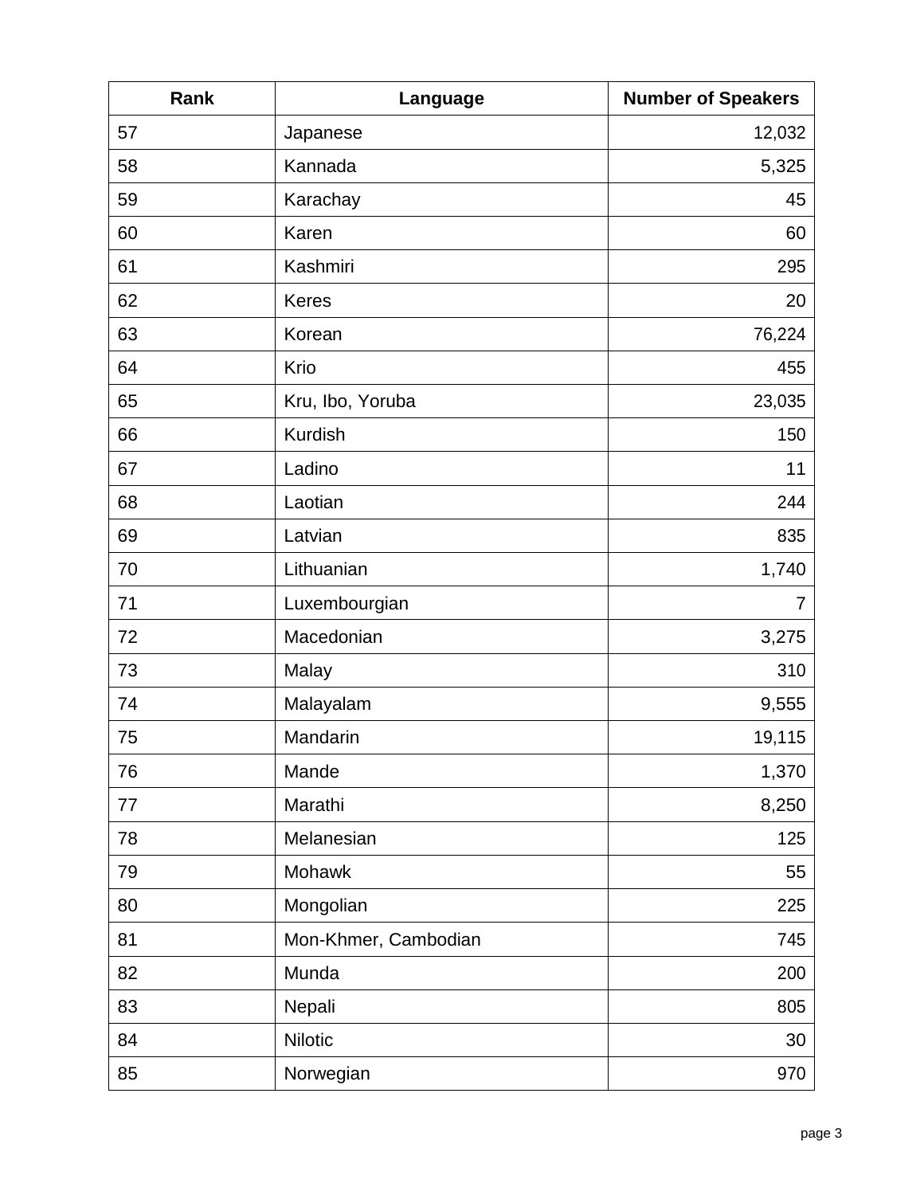| Rank | Language | Number of Speakers |
|---|---|---|
| 57 | Japanese | 12,032 |
| 58 | Kannada | 5,325 |
| 59 | Karachay | 45 |
| 60 | Karen | 60 |
| 61 | Kashmiri | 295 |
| 62 | Keres | 20 |
| 63 | Korean | 76,224 |
| 64 | Krio | 455 |
| 65 | Kru, Ibo, Yoruba | 23,035 |
| 66 | Kurdish | 150 |
| 67 | Ladino | 11 |
| 68 | Laotian | 244 |
| 69 | Latvian | 835 |
| 70 | Lithuanian | 1,740 |
| 71 | Luxembourgian | 7 |
| 72 | Macedonian | 3,275 |
| 73 | Malay | 310 |
| 74 | Malayalam | 9,555 |
| 75 | Mandarin | 19,115 |
| 76 | Mande | 1,370 |
| 77 | Marathi | 8,250 |
| 78 | Melanesian | 125 |
| 79 | Mohawk | 55 |
| 80 | Mongolian | 225 |
| 81 | Mon-Khmer, Cambodian | 745 |
| 82 | Munda | 200 |
| 83 | Nepali | 805 |
| 84 | Nilotic | 30 |
| 85 | Norwegian | 970 |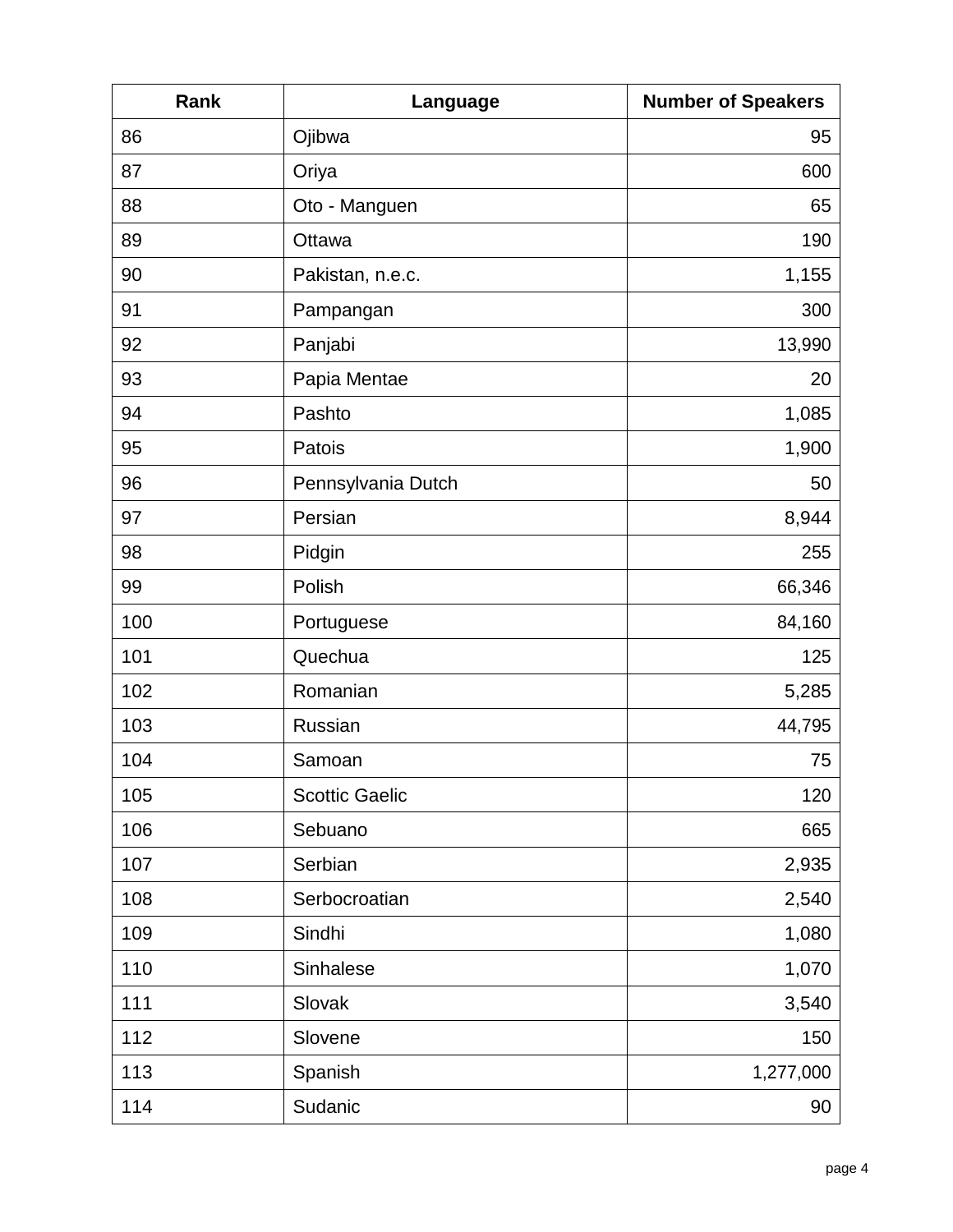| Rank | Language | Number of Speakers |
| --- | --- | --- |
| 86 | Ojibwa | 95 |
| 87 | Oriya | 600 |
| 88 | Oto - Manguen | 65 |
| 89 | Ottawa | 190 |
| 90 | Pakistan, n.e.c. | 1,155 |
| 91 | Pampangan | 300 |
| 92 | Panjabi | 13,990 |
| 93 | Papia Mentae | 20 |
| 94 | Pashto | 1,085 |
| 95 | Patois | 1,900 |
| 96 | Pennsylvania Dutch | 50 |
| 97 | Persian | 8,944 |
| 98 | Pidgin | 255 |
| 99 | Polish | 66,346 |
| 100 | Portuguese | 84,160 |
| 101 | Quechua | 125 |
| 102 | Romanian | 5,285 |
| 103 | Russian | 44,795 |
| 104 | Samoan | 75 |
| 105 | Scottic Gaelic | 120 |
| 106 | Sebuano | 665 |
| 107 | Serbian | 2,935 |
| 108 | Serbocroatian | 2,540 |
| 109 | Sindhi | 1,080 |
| 110 | Sinhalese | 1,070 |
| 111 | Slovak | 3,540 |
| 112 | Slovene | 150 |
| 113 | Spanish | 1,277,000 |
| 114 | Sudanic | 90 |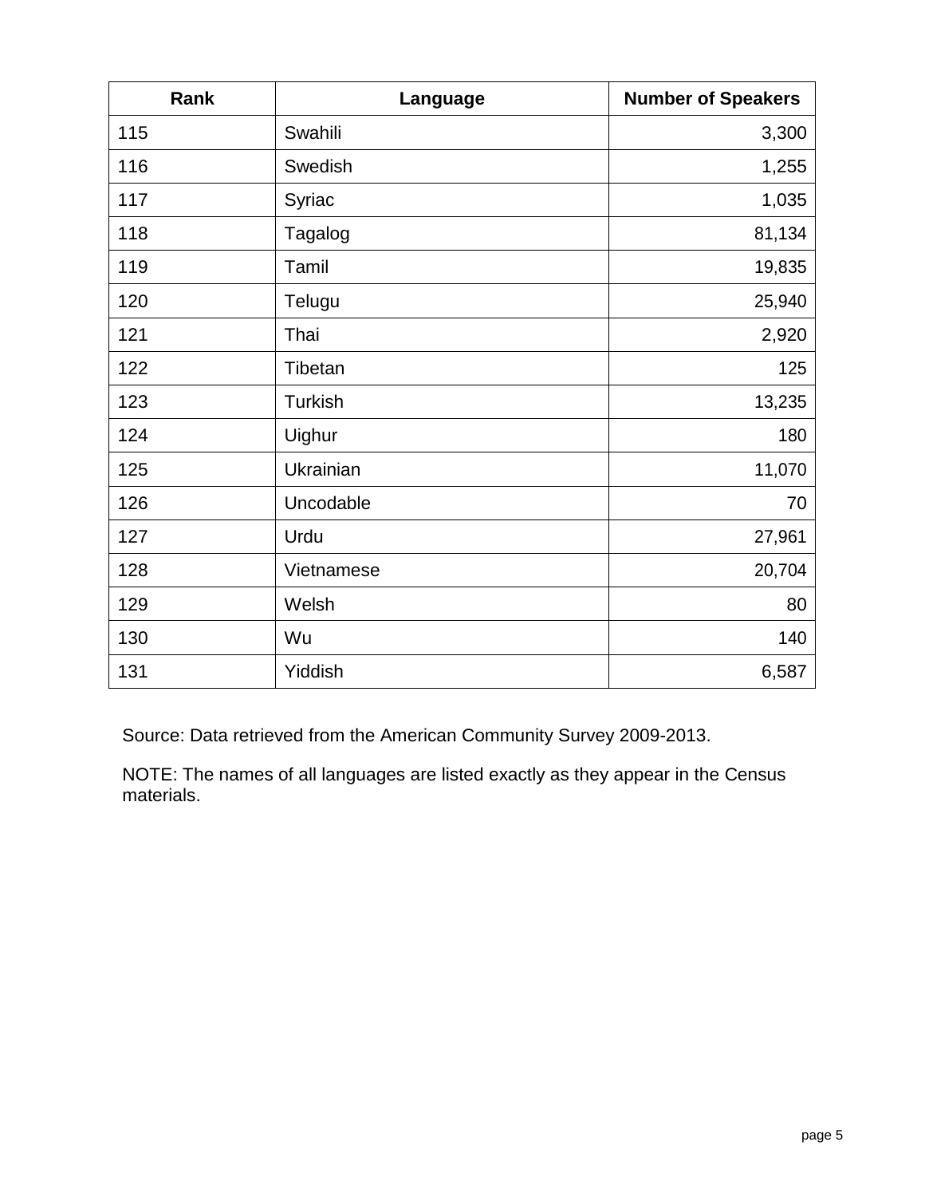| Rank | Language | Number of Speakers |
| --- | --- | --- |
| 115 | Swahili | 3,300 |
| 116 | Swedish | 1,255 |
| 117 | Syriac | 1,035 |
| 118 | Tagalog | 81,134 |
| 119 | Tamil | 19,835 |
| 120 | Telugu | 25,940 |
| 121 | Thai | 2,920 |
| 122 | Tibetan | 125 |
| 123 | Turkish | 13,235 |
| 124 | Uighur | 180 |
| 125 | Ukrainian | 11,070 |
| 126 | Uncodable | 70 |
| 127 | Urdu | 27,961 |
| 128 | Vietnamese | 20,704 |
| 129 | Welsh | 80 |
| 130 | Wu | 140 |
| 131 | Yiddish | 6,587 |

Source: Data retrieved from the American Community Survey 2009-2013.

NOTE: The names of all languages are listed exactly as they appear in the Census materials.